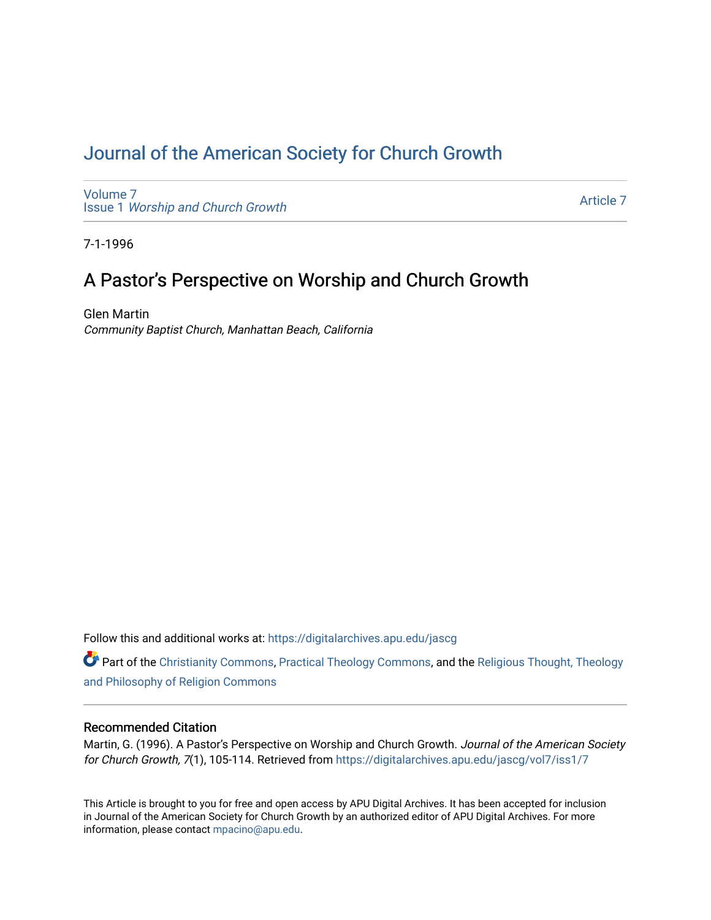# Journal of the American Society for Church Growth

Volume 7
Issue 1 *Worship and Church Growth*

Article 7

7-1-1996

## A Pastor's Perspective on Worship and Church Growth

Glen Martin
*Community Baptist Church, Manhattan Beach, California*

Follow this and additional works at: https://digitalarchives.apu.edu/jascg

Part of the Christianity Commons, Practical Theology Commons, and the Religious Thought, Theology and Philosophy of Religion Commons

### Recommended Citation

Martin, G. (1996). A Pastor's Perspective on Worship and Church Growth. *Journal of the American Society for Church Growth, 7*(1), 105-114. Retrieved from https://digitalarchives.apu.edu/jascg/vol7/iss1/7

This Article is brought to you for free and open access by APU Digital Archives. It has been accepted for inclusion in Journal of the American Society for Church Growth by an authorized editor of APU Digital Archives. For more information, please contact mpacino@apu.edu.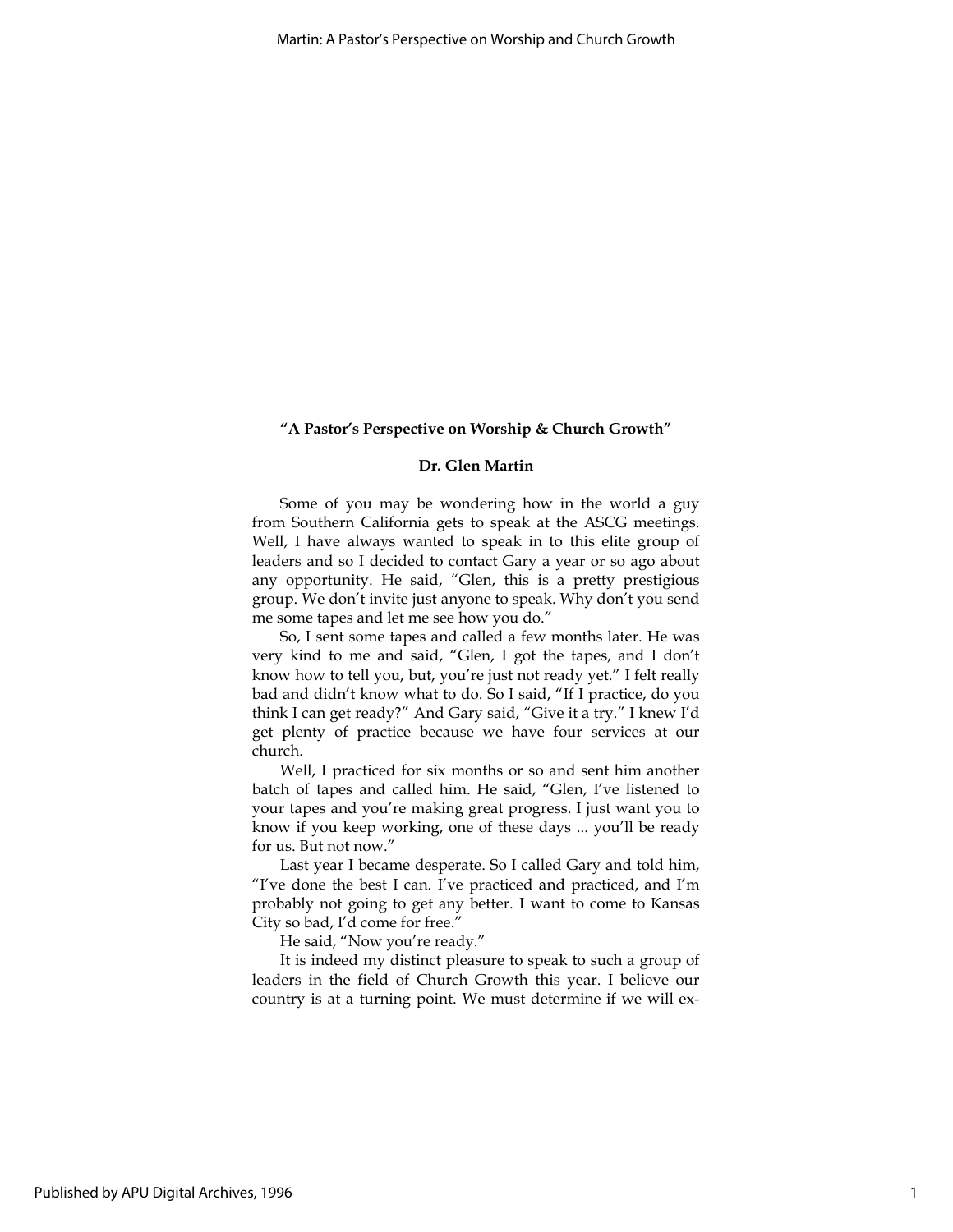**"A Pastor's Perspective on Worship & Church Growth"**

**Dr. Glen Martin**

Some of you may be wondering how in the world a guy from Southern California gets to speak at the ASCG meetings. Well, I have always wanted to speak in to this elite group of leaders and so I decided to contact Gary a year or so ago about any opportunity. He said, "Glen, this is a pretty prestigious group. We don't invite just anyone to speak. Why don't you send me some tapes and let me see how you do."

So, I sent some tapes and called a few months later. He was very kind to me and said, "Glen, I got the tapes, and I don't know how to tell you, but, you're just not ready yet." I felt really bad and didn't know what to do. So I said, "If I practice, do you think I can get ready?" And Gary said, "Give it a try." I knew I'd get plenty of practice because we have four services at our church.

Well, I practiced for six months or so and sent him another batch of tapes and called him. He said, "Glen, I've listened to your tapes and you're making great progress. I just want you to know if you keep working, one of these days ... you'll be ready for us. But not now."

Last year I became desperate. So I called Gary and told him, "I've done the best I can. I've practiced and practiced, and I'm probably not going to get any better. I want to come to Kansas City so bad, I'd come for free."

He said, "Now you're ready."

It is indeed my distinct pleasure to speak to such a group of leaders in the field of Church Growth this year. I believe our country is at a turning point. We must determine if we will ex-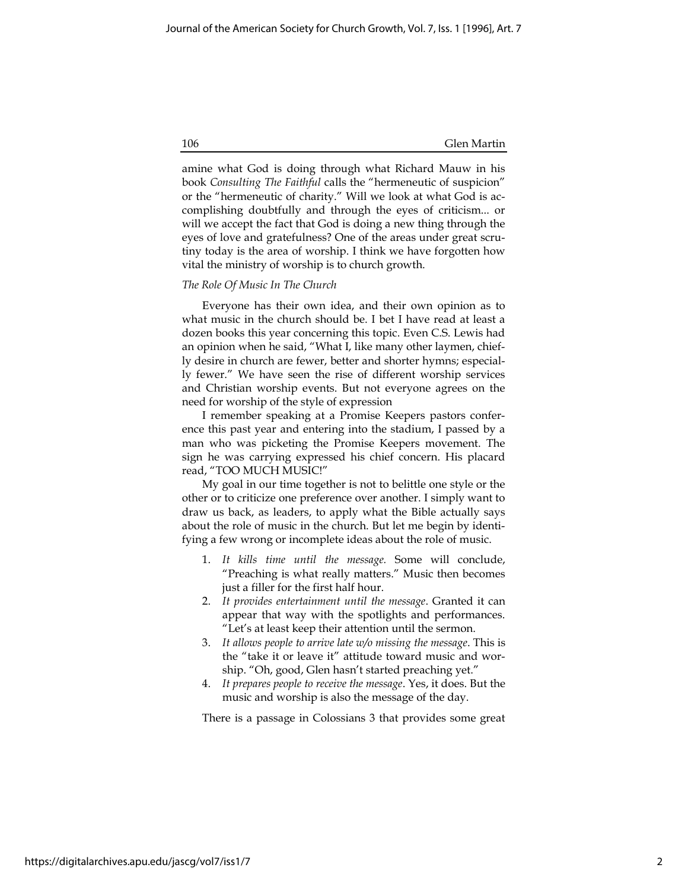amine what God is doing through what Richard Mauw in his book *Consulting The Faithful* calls the "hermeneutic of suspicion" or the "hermeneutic of charity." Will we look at what God is accomplishing doubtfully and through the eyes of criticism... or will we accept the fact that God is doing a new thing through the eyes of love and gratefulness? One of the areas under great scrutiny today is the area of worship. I think we have forgotten how vital the ministry of worship is to church growth.

*The Role Of Music In The Church*

Everyone has their own idea, and their own opinion as to what music in the church should be. I bet I have read at least a dozen books this year concerning this topic. Even C.S. Lewis had an opinion when he said, "What I, like many other laymen, chiefly desire in church are fewer, better and shorter hymns; especially fewer." We have seen the rise of different worship services and Christian worship events. But not everyone agrees on the need for worship of the style of expression

I remember speaking at a Promise Keepers pastors conference this past year and entering into the stadium, I passed by a man who was picketing the Promise Keepers movement. The sign he was carrying expressed his chief concern. His placard read, "TOO MUCH MUSIC!"

My goal in our time together is not to belittle one style or the other or to criticize one preference over another. I simply want to draw us back, as leaders, to apply what the Bible actually says about the role of music in the church. But let me begin by identifying a few wrong or incomplete ideas about the role of music.

1. *It kills time until the message.* Some will conclude, "Preaching is what really matters." Music then becomes just a filler for the first half hour.
2. *It provides entertainment until the message*. Granted it can appear that way with the spotlights and performances. "Let's at least keep their attention until the sermon.
3. *It allows people to arrive late w/o missing the message*. This is the "take it or leave it" attitude toward music and worship. "Oh, good, Glen hasn't started preaching yet."
4. *It prepares people to receive the message*. Yes, it does. But the music and worship is also the message of the day.

There is a passage in Colossians 3 that provides some great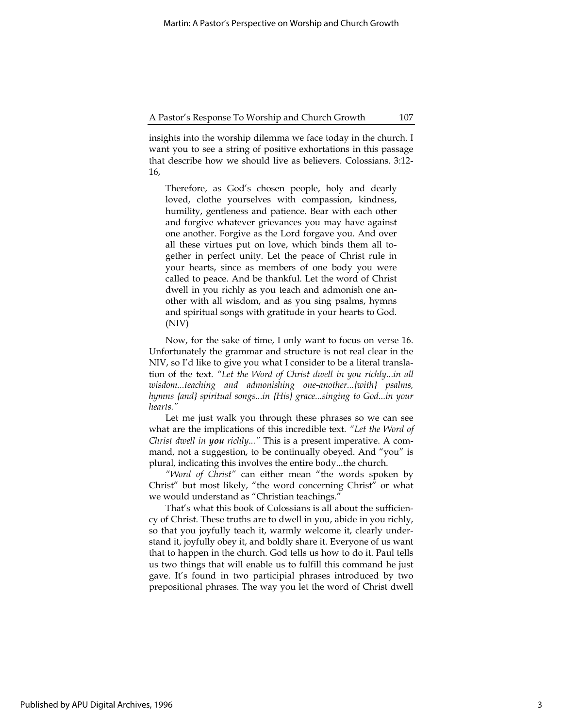insights into the worship dilemma we face today in the church. I want you to see a string of positive exhortations in this passage that describe how we should live as believers. Colossians. 3:12-16,

> Therefore, as God's chosen people, holy and dearly loved, clothe yourselves with compassion, kindness, humility, gentleness and patience. Bear with each other and forgive whatever grievances you may have against one another. Forgive as the Lord forgave you. And over all these virtues put on love, which binds them all together in perfect unity. Let the peace of Christ rule in your hearts, since as members of one body you were called to peace. And be thankful. Let the word of Christ dwell in you richly as you teach and admonish one another with all wisdom, and as you sing psalms, hymns and spiritual songs with gratitude in your hearts to God. (NIV)

Now, for the sake of time, I only want to focus on verse 16. Unfortunately the grammar and structure is not real clear in the NIV, so I'd like to give you what I consider to be a literal translation of the text. *"Let the Word of Christ dwell in you richly...in all wisdom...teaching and admonishing one-another...{with} psalms, hymns {and} spiritual songs...in {His} grace...singing to God...in your hearts."*

Let me just walk you through these phrases so we can see what are the implications of this incredible text. *"Let the Word of Christ dwell in* ***you*** *richly..."* This is a present imperative. A command, not a suggestion, to be continually obeyed. And "you" is plural, indicating this involves the entire body...the church.

*"Word of Christ"* can either mean "the words spoken by Christ" but most likely, "the word concerning Christ" or what we would understand as "Christian teachings."

That's what this book of Colossians is all about the sufficiency of Christ. These truths are to dwell in you, abide in you richly, so that you joyfully teach it, warmly welcome it, clearly understand it, joyfully obey it, and boldly share it. Everyone of us want that to happen in the church. God tells us how to do it. Paul tells us two things that will enable us to fulfill this command he just gave. It's found in two participial phrases introduced by two prepositional phrases. The way you let the word of Christ dwell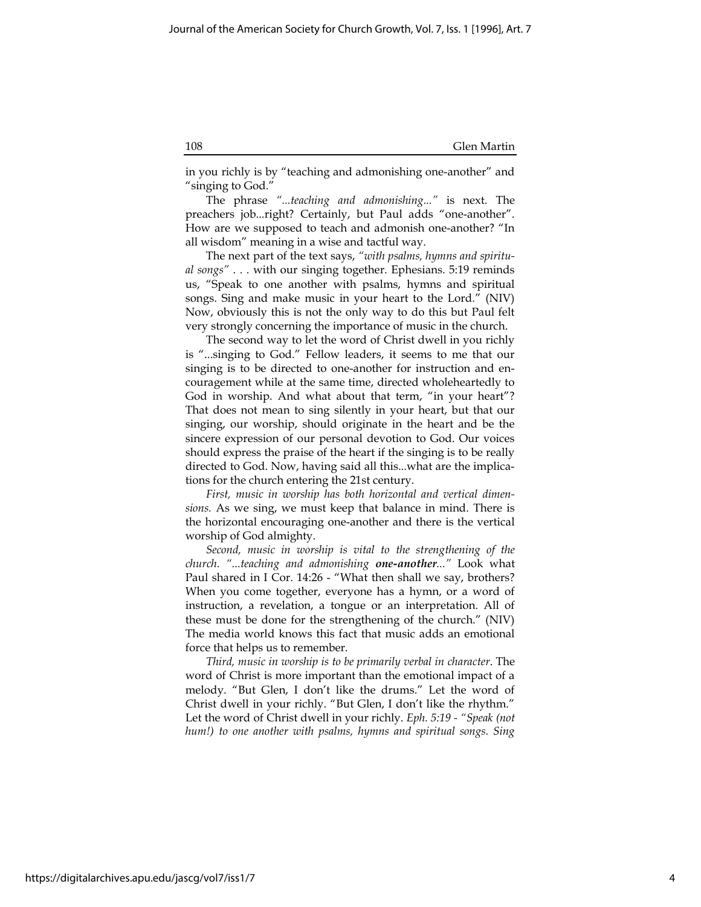in you richly is by "teaching and admonishing one-another" and "singing to God."

The phrase *"...teaching and admonishing..."* is next. The preachers job...right? Certainly, but Paul adds "one-another". How are we supposed to teach and admonish one-another? "In all wisdom" meaning in a wise and tactful way.

The next part of the text says, *"with psalms, hymns and spiritual songs"* . . . with our singing together. Ephesians. 5:19 reminds us, "Speak to one another with psalms, hymns and spiritual songs. Sing and make music in your heart to the Lord." (NIV) Now, obviously this is not the only way to do this but Paul felt very strongly concerning the importance of music in the church.

The second way to let the word of Christ dwell in you richly is "...singing to God." Fellow leaders, it seems to me that our singing is to be directed to one-another for instruction and encouragement while at the same time, directed wholeheartedly to God in worship. And what about that term, "in your heart"? That does not mean to sing silently in your heart, but that our singing, our worship, should originate in the heart and be the sincere expression of our personal devotion to God. Our voices should express the praise of the heart if the singing is to be really directed to God. Now, having said all this...what are the implications for the church entering the 21st century.

*First, music in worship has both horizontal and vertical dimensions.* As we sing, we must keep that balance in mind. There is the horizontal encouraging one-another and there is the vertical worship of God almighty.

*Second, music in worship is vital to the strengthening of the church. "...teaching and admonishing **one-another**..."* Look what Paul shared in I Cor. 14:26 - "What then shall we say, brothers? When you come together, everyone has a hymn, or a word of instruction, a revelation, a tongue or an interpretation. All of these must be done for the strengthening of the church." (NIV) The media world knows this fact that music adds an emotional force that helps us to remember.

*Third, music in worship is to be primarily verbal in character*. The word of Christ is more important than the emotional impact of a melody. "But Glen, I don't like the drums." Let the word of Christ dwell in your richly. "But Glen, I don't like the rhythm." Let the word of Christ dwell in your richly. *Eph. 5:19 - "Speak (not hum!) to one another with psalms, hymns and spiritual songs. Sing*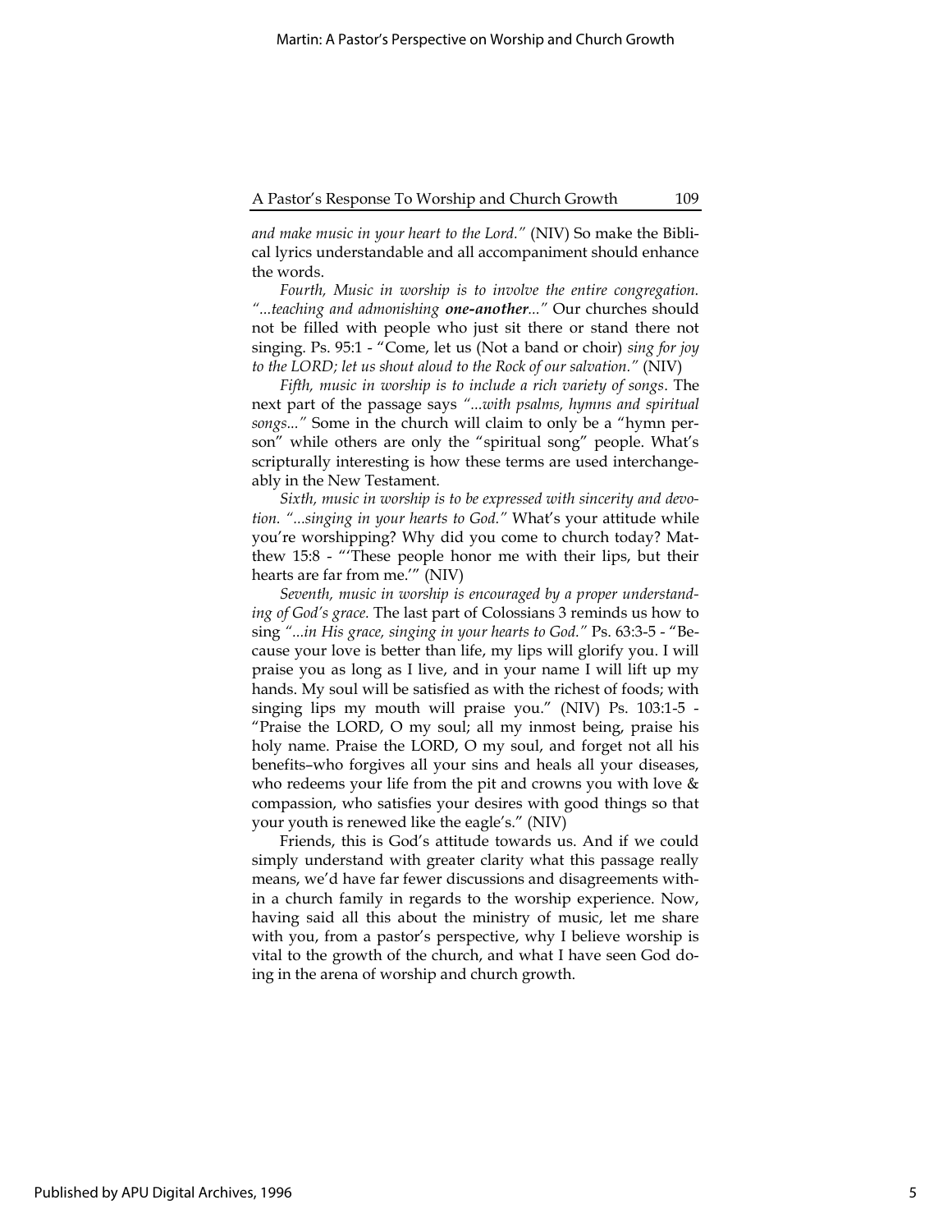*and make music in your heart to the Lord."* (NIV) So make the Biblical lyrics understandable and all accompaniment should enhance the words.

*Fourth, Music in worship is to involve the entire congregation. "...teaching and admonishing **one-another**..."* Our churches should not be filled with people who just sit there or stand there not singing. Ps. 95:1 - "Come, let us (Not a band or choir) *sing for joy to the LORD; let us shout aloud to the Rock of our salvation."* (NIV)

*Fifth, music in worship is to include a rich variety of songs*. The next part of the passage says *"...with psalms, hymns and spiritual songs..."* Some in the church will claim to only be a "hymn person" while others are only the "spiritual song" people. What's scripturally interesting is how these terms are used interchangeably in the New Testament.

*Sixth, music in worship is to be expressed with sincerity and devotion. "...singing in your hearts to God."* What's your attitude while you're worshipping? Why did you come to church today? Matthew 15:8 - "'These people honor me with their lips, but their hearts are far from me.'" (NIV)

*Seventh, music in worship is encouraged by a proper understanding of God's grace.* The last part of Colossians 3 reminds us how to sing *"...in His grace, singing in your hearts to God."* Ps. 63:3-5 - "Because your love is better than life, my lips will glorify you. I will praise you as long as I live, and in your name I will lift up my hands. My soul will be satisfied as with the richest of foods; with singing lips my mouth will praise you." (NIV) Ps. 103:1-5 - "Praise the LORD, O my soul; all my inmost being, praise his holy name. Praise the LORD, O my soul, and forget not all his benefits–who forgives all your sins and heals all your diseases, who redeems your life from the pit and crowns you with love & compassion, who satisfies your desires with good things so that your youth is renewed like the eagle's." (NIV)

Friends, this is God's attitude towards us. And if we could simply understand with greater clarity what this passage really means, we'd have far fewer discussions and disagreements within a church family in regards to the worship experience. Now, having said all this about the ministry of music, let me share with you, from a pastor's perspective, why I believe worship is vital to the growth of the church, and what I have seen God doing in the arena of worship and church growth.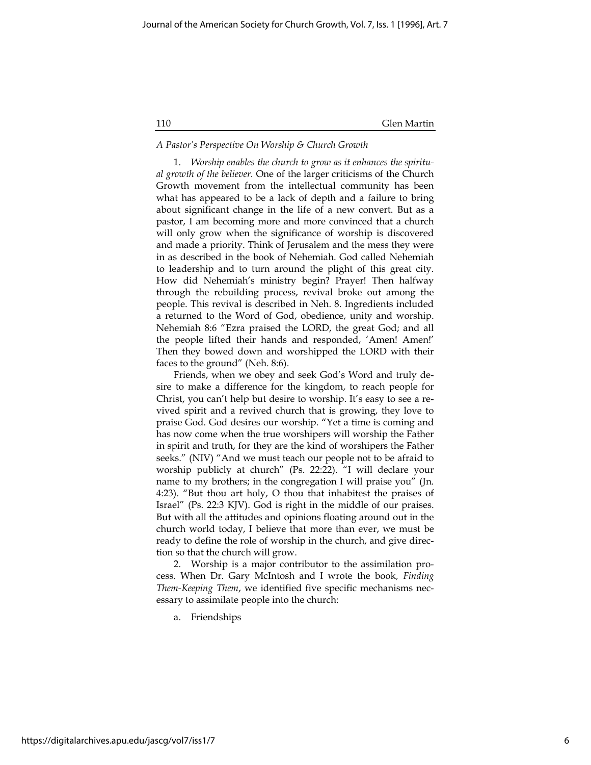*A Pastor's Perspective On Worship & Church Growth*

1. *Worship enables the church to grow as it enhances the spiritual growth of the believer.* One of the larger criticisms of the Church Growth movement from the intellectual community has been what has appeared to be a lack of depth and a failure to bring about significant change in the life of a new convert. But as a pastor, I am becoming more and more convinced that a church will only grow when the significance of worship is discovered and made a priority. Think of Jerusalem and the mess they were in as described in the book of Nehemiah. God called Nehemiah to leadership and to turn around the plight of this great city. How did Nehemiah's ministry begin? Prayer! Then halfway through the rebuilding process, revival broke out among the people. This revival is described in Neh. 8. Ingredients included a returned to the Word of God, obedience, unity and worship. Nehemiah 8:6 "Ezra praised the LORD, the great God; and all the people lifted their hands and responded, 'Amen! Amen!' Then they bowed down and worshipped the LORD with their faces to the ground" (Neh. 8:6).

Friends, when we obey and seek God's Word and truly desire to make a difference for the kingdom, to reach people for Christ, you can't help but desire to worship. It's easy to see a revived spirit and a revived church that is growing, they love to praise God. God desires our worship. "Yet a time is coming and has now come when the true worshipers will worship the Father in spirit and truth, for they are the kind of worshipers the Father seeks." (NIV) "And we must teach our people not to be afraid to worship publicly at church" (Ps. 22:22). "I will declare your name to my brothers; in the congregation I will praise you" (Jn. 4:23). "But thou art holy, O thou that inhabitest the praises of Israel" (Ps. 22:3 KJV). God is right in the middle of our praises. But with all the attitudes and opinions floating around out in the church world today, I believe that more than ever, we must be ready to define the role of worship in the church, and give direction so that the church will grow.

2. Worship is a major contributor to the assimilation process. When Dr. Gary McIntosh and I wrote the book, *Finding Them-Keeping Them*, we identified five specific mechanisms necessary to assimilate people into the church:

a. Friendships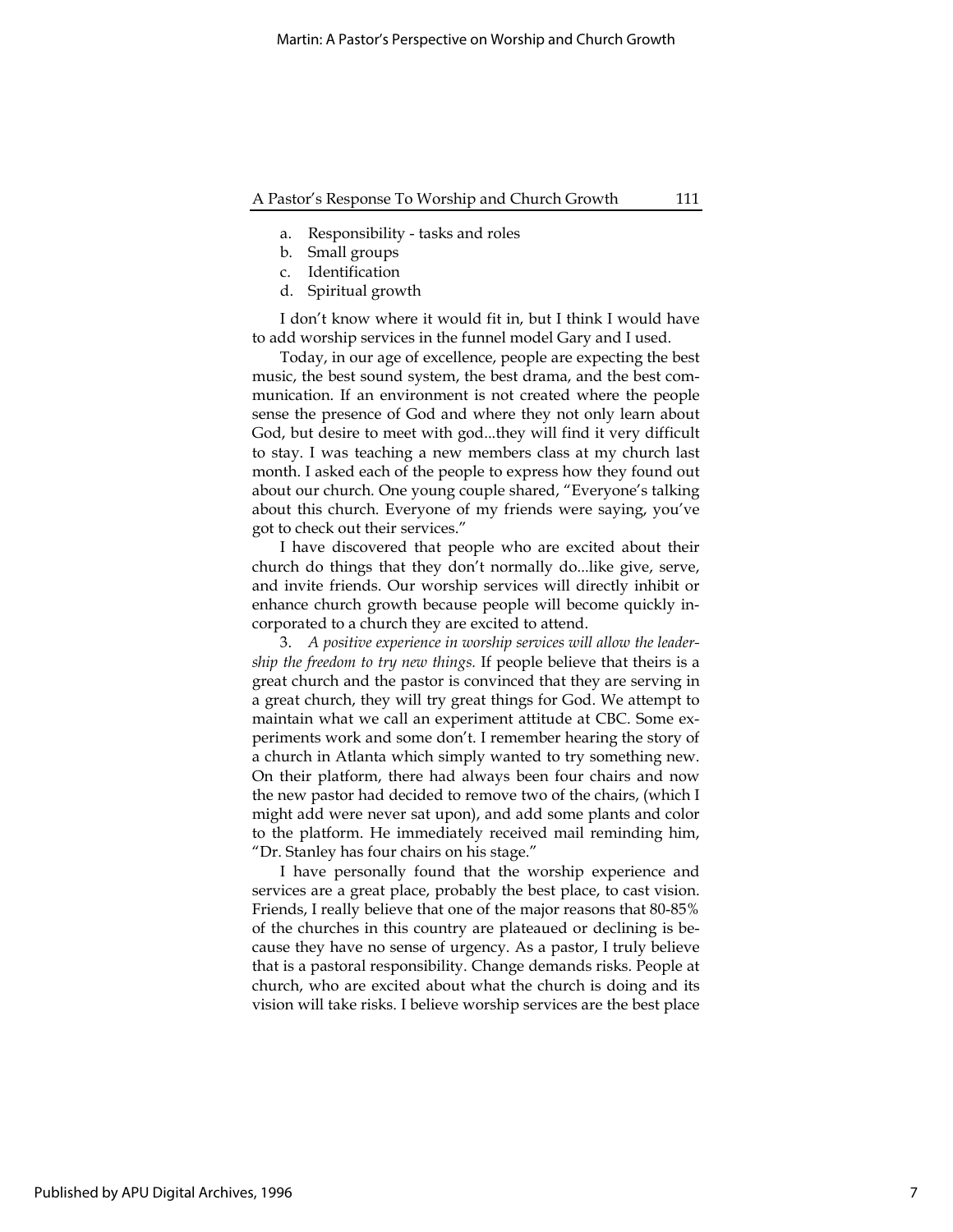a. Responsibility - tasks and roles
b. Small groups
c. Identification
d. Spiritual growth

I don't know where it would fit in, but I think I would have to add worship services in the funnel model Gary and I used.

Today, in our age of excellence, people are expecting the best music, the best sound system, the best drama, and the best communication. If an environment is not created where the people sense the presence of God and where they not only learn about God, but desire to meet with god...they will find it very difficult to stay. I was teaching a new members class at my church last month. I asked each of the people to express how they found out about our church. One young couple shared, "Everyone's talking about this church. Everyone of my friends were saying, you've got to check out their services."

I have discovered that people who are excited about their church do things that they don't normally do...like give, serve, and invite friends. Our worship services will directly inhibit or enhance church growth because people will become quickly incorporated to a church they are excited to attend.

3. *A positive experience in worship services will allow the leadership the freedom to try new things.* If people believe that theirs is a great church and the pastor is convinced that they are serving in a great church, they will try great things for God. We attempt to maintain what we call an experiment attitude at CBC. Some experiments work and some don't. I remember hearing the story of a church in Atlanta which simply wanted to try something new. On their platform, there had always been four chairs and now the new pastor had decided to remove two of the chairs, (which I might add were never sat upon), and add some plants and color to the platform. He immediately received mail reminding him, "Dr. Stanley has four chairs on his stage."

I have personally found that the worship experience and services are a great place, probably the best place, to cast vision. Friends, I really believe that one of the major reasons that 80-85% of the churches in this country are plateaued or declining is because they have no sense of urgency. As a pastor, I truly believe that is a pastoral responsibility. Change demands risks. People at church, who are excited about what the church is doing and its vision will take risks. I believe worship services are the best place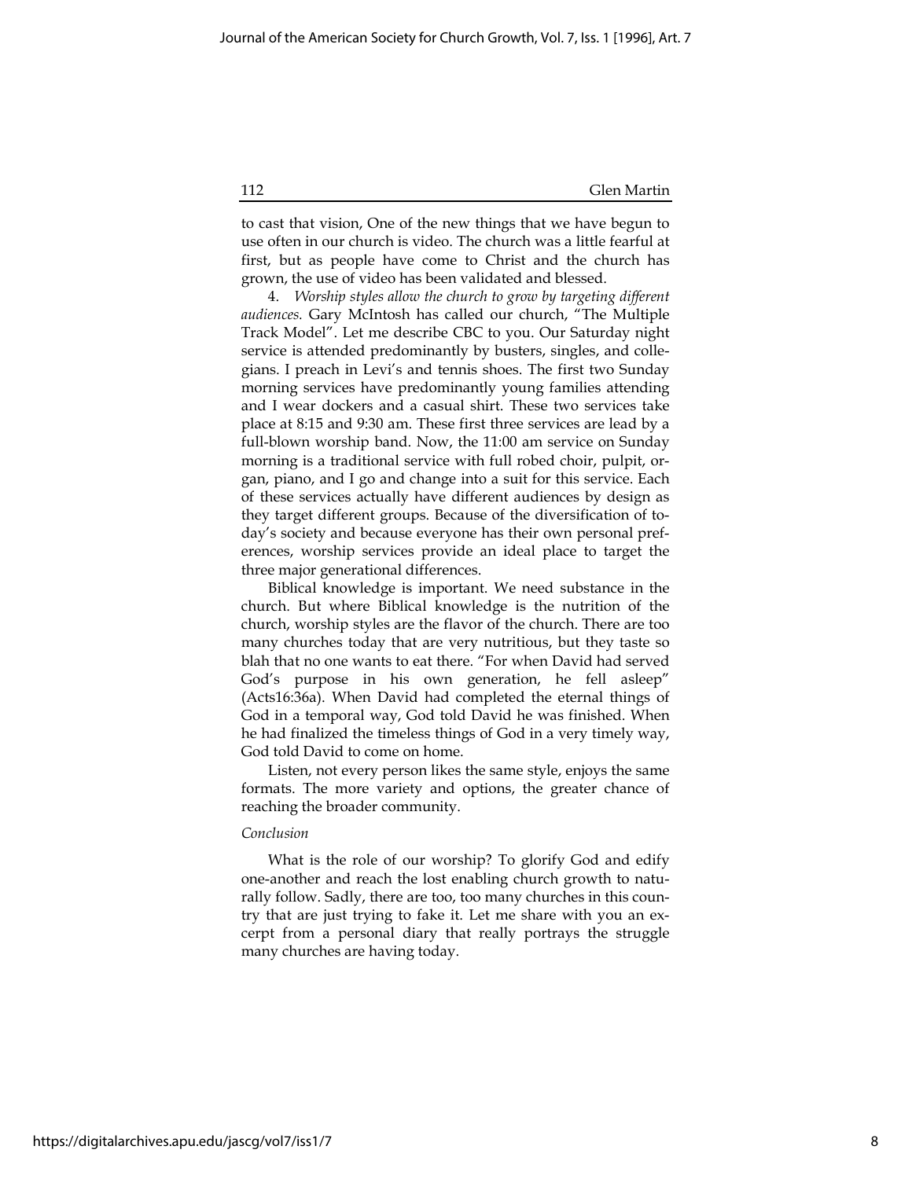to cast that vision, One of the new things that we have begun to use often in our church is video. The church was a little fearful at first, but as people have come to Christ and the church has grown, the use of video has been validated and blessed.

4. *Worship styles allow the church to grow by targeting different audiences.* Gary McIntosh has called our church, "The Multiple Track Model". Let me describe CBC to you. Our Saturday night service is attended predominantly by busters, singles, and collegians. I preach in Levi's and tennis shoes. The first two Sunday morning services have predominantly young families attending and I wear dockers and a casual shirt. These two services take place at 8:15 and 9:30 am. These first three services are lead by a full-blown worship band. Now, the 11:00 am service on Sunday morning is a traditional service with full robed choir, pulpit, organ, piano, and I go and change into a suit for this service. Each of these services actually have different audiences by design as they target different groups. Because of the diversification of today's society and because everyone has their own personal preferences, worship services provide an ideal place to target the three major generational differences.

Biblical knowledge is important. We need substance in the church. But where Biblical knowledge is the nutrition of the church, worship styles are the flavor of the church. There are too many churches today that are very nutritious, but they taste so blah that no one wants to eat there. "For when David had served God's purpose in his own generation, he fell asleep" (Acts16:36a). When David had completed the eternal things of God in a temporal way, God told David he was finished. When he had finalized the timeless things of God in a very timely way, God told David to come on home.

Listen, not every person likes the same style, enjoys the same formats. The more variety and options, the greater chance of reaching the broader community.

*Conclusion*

What is the role of our worship? To glorify God and edify one-another and reach the lost enabling church growth to naturally follow. Sadly, there are too, too many churches in this country that are just trying to fake it. Let me share with you an excerpt from a personal diary that really portrays the struggle many churches are having today.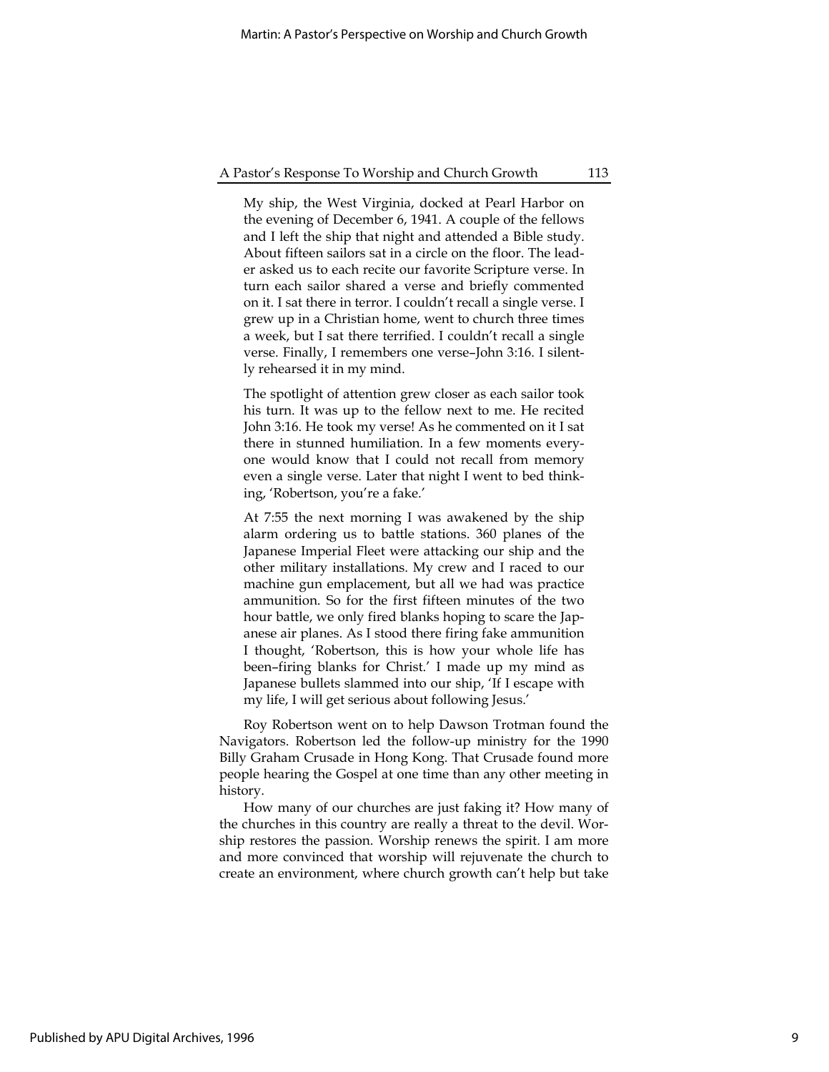My ship, the West Virginia, docked at Pearl Harbor on the evening of December 6, 1941. A couple of the fellows and I left the ship that night and attended a Bible study. About fifteen sailors sat in a circle on the floor. The leader asked us to each recite our favorite Scripture verse. In turn each sailor shared a verse and briefly commented on it. I sat there in terror. I couldn't recall a single verse. I grew up in a Christian home, went to church three times a week, but I sat there terrified. I couldn't recall a single verse. Finally, I remembers one verse–John 3:16. I silently rehearsed it in my mind.

The spotlight of attention grew closer as each sailor took his turn. It was up to the fellow next to me. He recited John 3:16. He took my verse! As he commented on it I sat there in stunned humiliation. In a few moments everyone would know that I could not recall from memory even a single verse. Later that night I went to bed thinking, 'Robertson, you're a fake.'

At 7:55 the next morning I was awakened by the ship alarm ordering us to battle stations. 360 planes of the Japanese Imperial Fleet were attacking our ship and the other military installations. My crew and I raced to our machine gun emplacement, but all we had was practice ammunition. So for the first fifteen minutes of the two hour battle, we only fired blanks hoping to scare the Japanese air planes. As I stood there firing fake ammunition I thought, 'Robertson, this is how your whole life has been–firing blanks for Christ.' I made up my mind as Japanese bullets slammed into our ship, 'If I escape with my life, I will get serious about following Jesus.'

Roy Robertson went on to help Dawson Trotman found the Navigators. Robertson led the follow-up ministry for the 1990 Billy Graham Crusade in Hong Kong. That Crusade found more people hearing the Gospel at one time than any other meeting in history.

How many of our churches are just faking it? How many of the churches in this country are really a threat to the devil. Worship restores the passion. Worship renews the spirit. I am more and more convinced that worship will rejuvenate the church to create an environment, where church growth can't help but take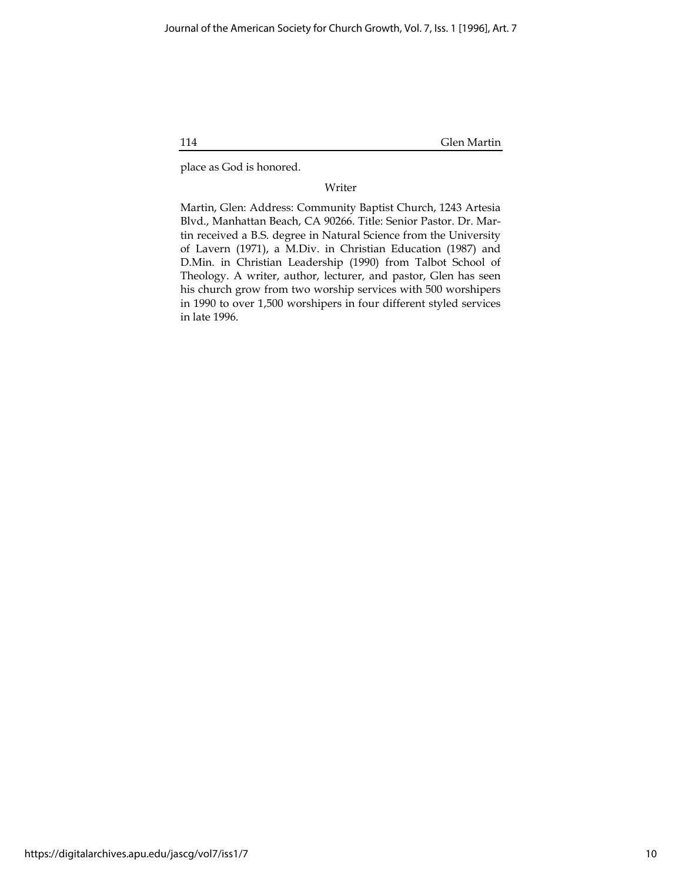place as God is honored.

## Writer

Martin, Glen: Address: Community Baptist Church, 1243 Artesia Blvd., Manhattan Beach, CA 90266. Title: Senior Pastor. Dr. Martin received a B.S. degree in Natural Science from the University of Lavern (1971), a M.Div. in Christian Education (1987) and D.Min. in Christian Leadership (1990) from Talbot School of Theology. A writer, author, lecturer, and pastor, Glen has seen his church grow from two worship services with 500 worshipers in 1990 to over 1,500 worshipers in four different styled services in late 1996.